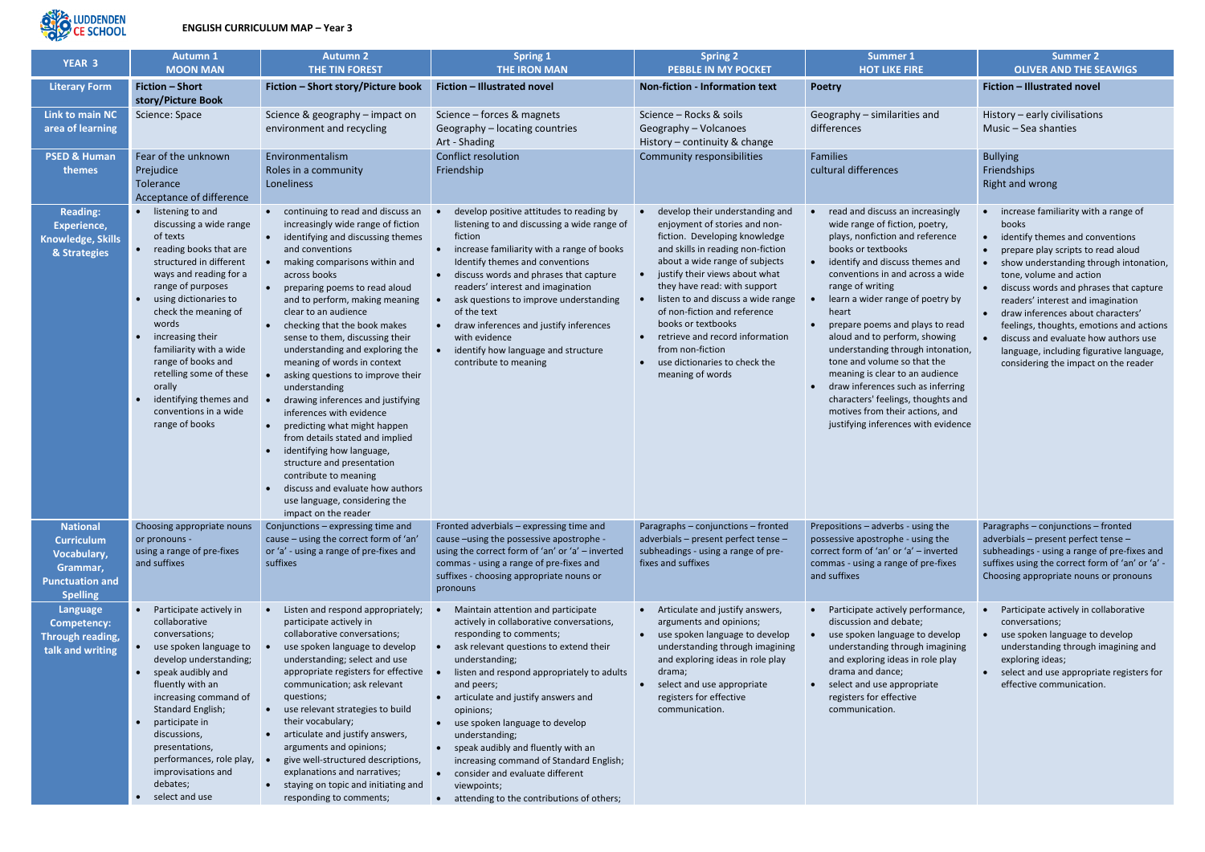LUDDENDEN CE SCHOOL

**ENGLISH CURRICULUM MAP – Year 3**

| YEAR 3 | Autumn 1 MOON MAN | Autumn 2 THE TIN FOREST | Spring 1 THE IRON MAN | Spring 2 PEBBLE IN MY POCKET | Summer 1 HOT LIKE FIRE | Summer 2 OLIVER AND THE SEAWIGS |
|---|---|---|---|---|---|---|
| **Literary Form** | **Fiction – Short story/Picture Book** | **Fiction – Short story/Picture book** | **Fiction – Illustrated novel** | **Non-fiction - Information text** | **Poetry** | **Fiction – Illustrated novel** |
| **Link to main NC area of learning** | Science: Space | Science & geography – impact on environment and recycling | Science – forces & magnets<br>Geography – locating countries<br>Art - Shading | Science – Rocks & soils<br>Geography – Volcanoes<br>History – continuity & change | Geography – similarities and differences | History – early civilisations<br>Music – Sea shanties |
| **PSED & Human themes** | Fear of the unknown<br>Prejudice<br>Tolerance<br>Acceptance of difference | Environmentalism<br>Roles in a community<br>Loneliness | Conflict resolution<br>Friendship | Community responsibilities | Families<br>cultural differences | Bullying<br>Friendships<br>Right and wrong |
| **Reading: Experience, Knowledge, Skills & Strategies** | • listening to and discussing a wide range of texts<br>• reading books that are structured in different ways and reading for a range of purposes<br>• using dictionaries to check the meaning of words<br>• increasing their familiarity with a wide range of books and retelling some of these orally<br>• identifying themes and conventions in a wide range of books | • continuing to read and discuss an increasingly wide range of fiction<br>• identifying and discussing themes and conventions<br>• making comparisons within and across books<br>• preparing poems to read aloud and to perform, making meaning clear to an audience<br>• checking that the book makes sense to them, discussing their understanding and exploring the meaning of words in context<br>• asking questions to improve their understanding<br>• drawing inferences and justifying inferences with evidence<br>• predicting what might happen from details stated and implied<br>• identifying how language, structure and presentation contribute to meaning<br>• discuss and evaluate how authors use language, considering the impact on the reader | • develop positive attitudes to reading by listening to and discussing a wide range of fiction<br>• increase familiarity with a range of books Identify themes and conventions<br>• discuss words and phrases that capture readers' interest and imagination<br>• ask questions to improve understanding of the text<br>• draw inferences and justify inferences with evidence<br>• identify how language and structure contribute to meaning | • develop their understanding and enjoyment of stories and non-fiction. Developing knowledge and skills in reading non-fiction about a wide range of subjects<br>• justify their views about what they have read: with support<br>• listen to and discuss a wide range of non-fiction and reference books or textbooks<br>• retrieve and record information from non-fiction<br>• use dictionaries to check the meaning of words | • read and discuss an increasingly wide range of fiction, poetry, plays, nonfiction and reference books or textbooks<br>• identify and discuss themes and conventions in and across a wide range of writing<br>• learn a wider range of poetry by heart<br>• prepare poems and plays to read aloud and to perform, showing understanding through intonation, tone and volume so that the meaning is clear to an audience<br>• draw inferences such as inferring characters' feelings, thoughts and motives from their actions, and justifying inferences with evidence | • increase familiarity with a range of books<br>• identify themes and conventions<br>• prepare play scripts to read aloud<br>• show understanding through intonation, tone, volume and action<br>• discuss words and phrases that capture readers' interest and imagination<br>• draw inferences about characters' feelings, thoughts, emotions and actions<br>• discuss and evaluate how authors use language, including figurative language, considering the impact on the reader |
| **National Curriculum Vocabulary, Grammar, Punctuation and Spelling** | Choosing appropriate nouns or pronouns -<br>using a range of pre-fixes and suffixes | Conjunctions – expressing time and cause – using the correct form of 'an' or 'a' - using a range of pre-fixes and suffixes | Fronted adverbials – expressing time and cause –using the possessive apostrophe - using the correct form of 'an' or 'a' – inverted commas - using a range of pre-fixes and suffixes - choosing appropriate nouns or pronouns | Paragraphs – conjunctions – fronted adverbials – present perfect tense – subheadings - using a range of pre-fixes and suffixes | Prepositions – adverbs - using the possessive apostrophe - using the correct form of 'an' or 'a' – inverted commas - using a range of pre-fixes and suffixes | Paragraphs – conjunctions – fronted adverbials – present perfect tense – subheadings - using a range of pre-fixes and suffixes using the correct form of 'an' or 'a' - Choosing appropriate nouns or pronouns |
| **Language Competency: Through reading, talk and writing** | • Participate actively in collaborative conversations;<br>• use spoken language to develop understanding;<br>• speak audibly and fluently with an increasing command of Standard English;<br>• participate in discussions, presentations, performances, role play, improvisations and debates;<br>• select and use | • Listen and respond appropriately; participate actively in collaborative conversations;<br>• use spoken language to develop understanding; select and use appropriate registers for effective communication; ask relevant questions;<br>• use relevant strategies to build their vocabulary;<br>• articulate and justify answers, arguments and opinions;<br>• give well-structured descriptions, explanations and narratives;<br>• staying on topic and initiating and responding to comments; | • Maintain attention and participate actively in collaborative conversations, responding to comments;<br>• ask relevant questions to extend their understanding;<br>• listen and respond appropriately to adults and peers;<br>• articulate and justify answers and opinions;<br>• use spoken language to develop understanding;<br>• speak audibly and fluently with an increasing command of Standard English;<br>• consider and evaluate different viewpoints;<br>• attending to the contributions of others; | • Articulate and justify answers, arguments and opinions;<br>• use spoken language to develop understanding through imagining and exploring ideas in role play drama;<br>• select and use appropriate registers for effective communication. | • Participate actively performance, discussion and debate;<br>• use spoken language to develop understanding through imagining and exploring ideas in role play drama and dance;<br>• select and use appropriate registers for effective communication. | • Participate actively in collaborative conversations;<br>• use spoken language to develop understanding through imagining and exploring ideas;<br>• select and use appropriate registers for effective communication. |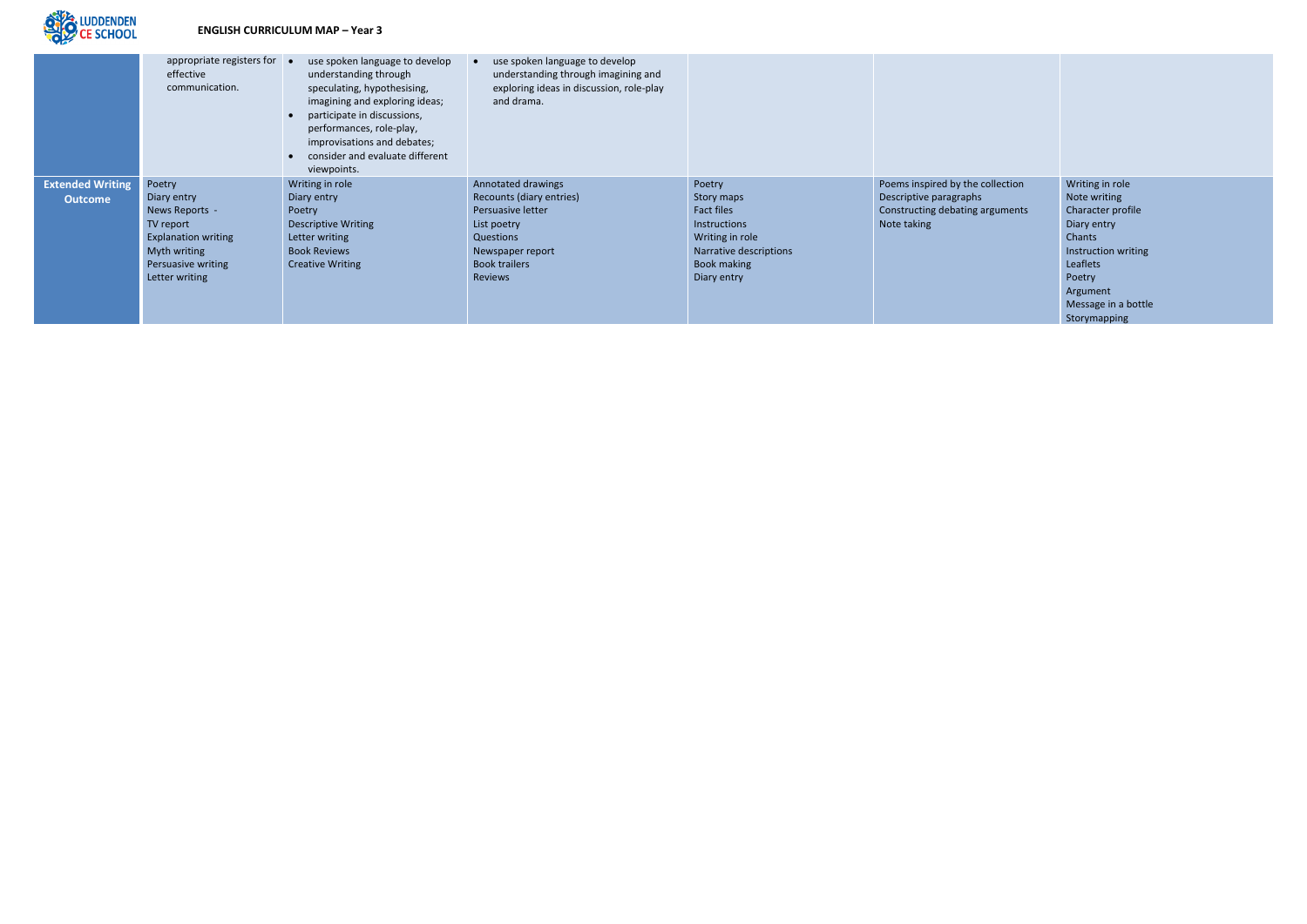**ENGLISH CURRICULUM MAP – Year 3**

| | | | | | | |
|---|---|---|---|---|---|---|
| | appropriate registers for effective communication. | • use spoken language to develop understanding through speculating, hypothesising, imagining and exploring ideas;<br>• participate in discussions, performances, role-play, improvisations and debates;<br>• consider and evaluate different viewpoints. | • use spoken language to develop understanding through imagining and exploring ideas in discussion, role-play and drama. | | | |
| **Extended Writing Outcome** | Poetry<br>Diary entry<br>News Reports -<br>TV report<br>Explanation writing<br>Myth writing<br>Persuasive writing<br>Letter writing | Writing in role<br>Diary entry<br>Poetry<br>Descriptive Writing<br>Letter writing<br>Book Reviews<br>Creative Writing | Annotated drawings<br>Recounts (diary entries)<br>Persuasive letter<br>List poetry<br>Questions<br>Newspaper report<br>Book trailers<br>Reviews | Poetry<br>Story maps<br>Fact files<br>Instructions<br>Writing in role<br>Narrative descriptions<br>Book making<br>Diary entry | Poems inspired by the collection<br>Descriptive paragraphs<br>Constructing debating arguments<br>Note taking | Writing in role<br>Note writing<br>Character profile<br>Diary entry<br>Chants<br>Instruction writing<br>Leaflets<br>Poetry<br>Argument<br>Message in a bottle<br>Storymapping |